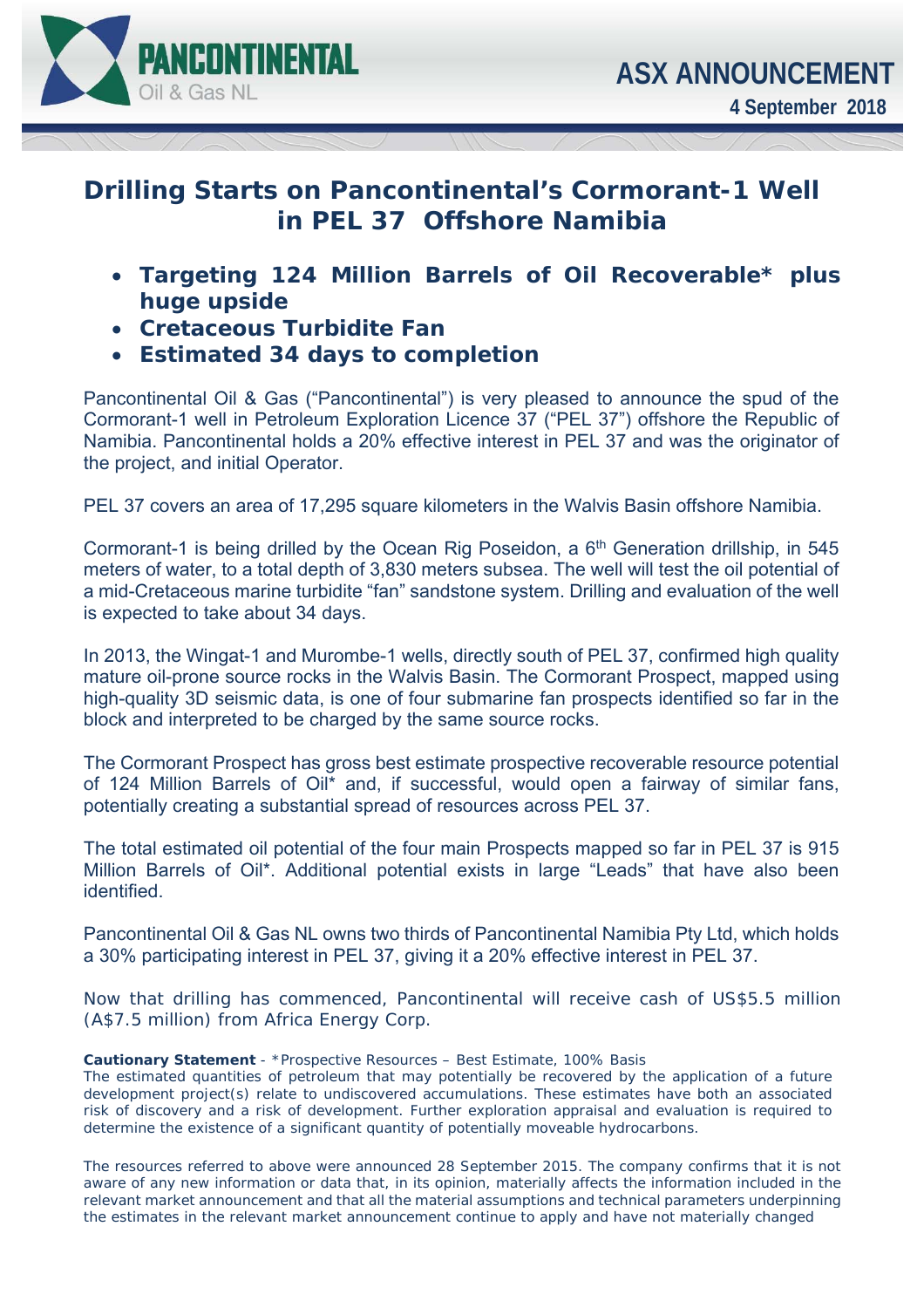PANCONTINENTAL Oil & Gas NL

**ASX ANNOUNCEMENT**

**4 September 2018**

# Drilling Starts on Pancontinental's Cormorant-1 Well in PEL 37 Offshore Namibia

- **Targeting 124 Million Barrels of Oil Recoverable* plus huge upside**
- **Cretaceous Turbidite Fan**
- **Estimated 34 days to completion**

Pancontinental Oil & Gas ("Pancontinental") is very pleased to announce the spud of the Cormorant-1 well in Petroleum Exploration Licence 37 ("PEL 37") offshore the Republic of Namibia. Pancontinental holds a 20% effective interest in PEL 37 and was the originator of the project, and initial Operator.

PEL 37 covers an area of 17,295 square kilometers in the Walvis Basin offshore Namibia.

Cormorant-1 is being drilled by the Ocean Rig Poseidon, a 6th Generation drillship, in 545 meters of water, to a total depth of 3,830 meters subsea. The well will test the oil potential of a mid-Cretaceous marine turbidite "fan" sandstone system. Drilling and evaluation of the well is expected to take about 34 days.

In 2013, the Wingat-1 and Murombe-1 wells, directly south of PEL 37, confirmed high quality mature oil-prone source rocks in the Walvis Basin. The Cormorant Prospect, mapped using high-quality 3D seismic data, is one of four submarine fan prospects identified so far in the block and interpreted to be charged by the same source rocks.

The Cormorant Prospect has gross best estimate prospective recoverable resource potential of 124 Million Barrels of Oil* and, if successful, would open a fairway of similar fans, potentially creating a substantial spread of resources across PEL 37.

The total estimated oil potential of the four main Prospects mapped so far in PEL 37 is 915 Million Barrels of Oil*. Additional potential exists in large "Leads" that have also been identified.

Pancontinental Oil & Gas NL owns two thirds of Pancontinental Namibia Pty Ltd, which holds a 30% participating interest in PEL 37, giving it a 20% effective interest in PEL 37.

Now that drilling has commenced, Pancontinental will receive cash of US$5.5 million (A$7.5 million) from Africa Energy Corp.

**Cautionary Statement** - *Prospective Resources – Best Estimate, 100% Basis
The estimated quantities of petroleum that may potentially be recovered by the application of a future development project(s) relate to undiscovered accumulations. These estimates have both an associated risk of discovery and a risk of development. Further exploration appraisal and evaluation is required to determine the existence of a significant quantity of potentially moveable hydrocarbons.

The resources referred to above were announced 28 September 2015. The company confirms that it is not aware of any new information or data that, in its opinion, materially affects the information included in the relevant market announcement and that all the material assumptions and technical parameters underpinning the estimates in the relevant market announcement continue to apply and have not materially changed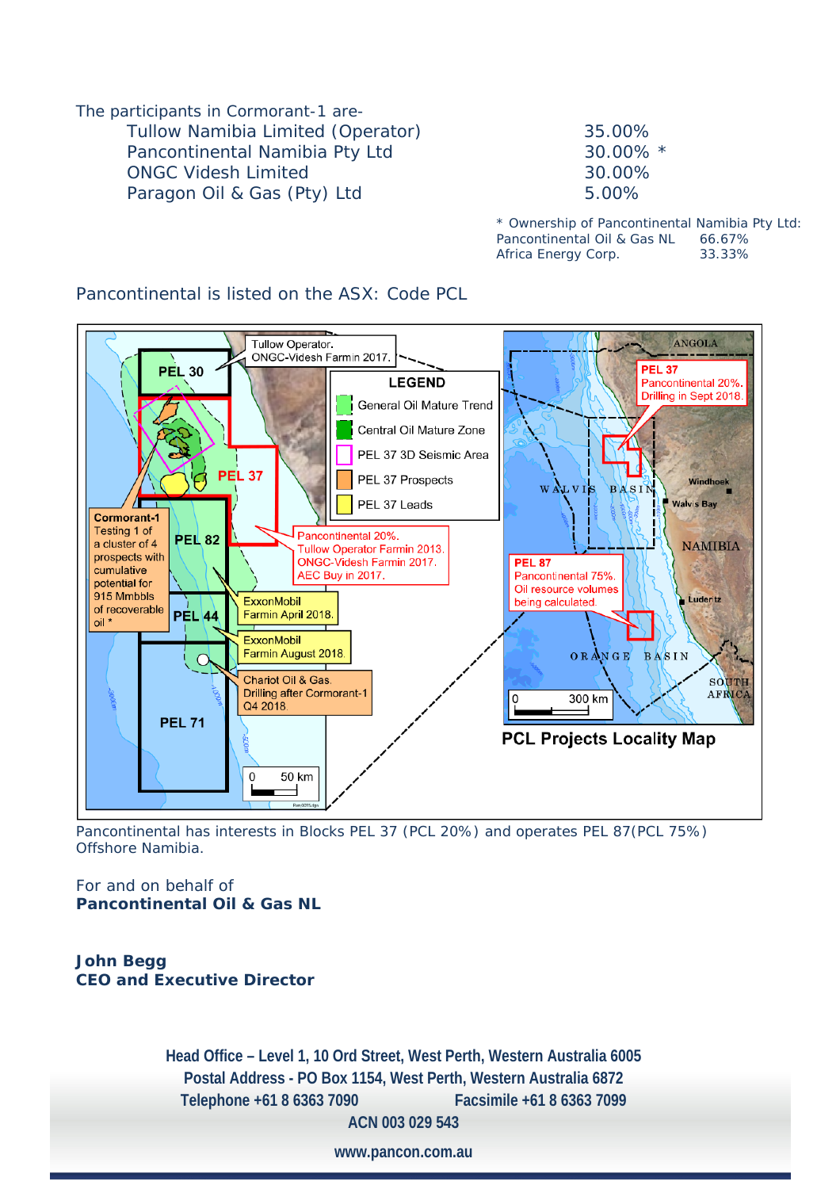The participants in Cormorant-1 are-

| | |
|---|---|
| Tullow Namibia Limited (Operator) | 35.00% |
| Pancontinental Namibia Pty Ltd | 30.00% * |
| ONGC Videsh Limited | 30.00% |
| Paragon Oil & Gas (Pty) Ltd | 5.00% |

\* Ownership of Pancontinental Namibia Pty Ltd:

| | |
|---|---|
| Pancontinental Oil & Gas NL | 66.67% |
| Africa Energy Corp. | 33.33% |

Pancontinental is listed on the ASX: Code PCL

PEL 30
Tullow Operator.
ONGC-Videsh Farmin 2017.
LEGEND
General Oil Mature Trend
Central Oil Mature Zone
PEL 37 3D Seismic Area
PEL 37 Prospects
PEL 37 Leads
PEL 37
Cormorant-1
Testing 1 of a cluster of 4 prospects with cumulative potential for 915 Mmbbls of recoverable oil *
PEL 82
Pancontinental 20%.
Tullow Operator Farmin 2013.
ONGC-Videsh Farmin 2017.
AEC Buy in 2017.
ExxonMobil
Farmin April 2018.
PEL 44
ExxonMobil
Farmin August 2018.
Chariot Oil & Gas.
Drilling after Cormorant-1
Q4 2018.
PEL 71
0 50 km
ANGOLA
PEL 37
Pancontinental 20%.
Drilling in Sept 2018.
WALVIS BASIN
Windhoek
Walvis Bay
NAMIBIA
PEL 87
Pancontinental 75%.
Oil resource volumes being calculated.
Luderitz
ORANGE BASIN
SOUTH AFRICA
0 300 km
PCL Projects Locality Map

Pancontinental has interests in Blocks PEL 37 (PCL 20%) and operates PEL 87(PCL 75%) Offshore Namibia.

For and on behalf of
**Pancontinental Oil & Gas NL**

**John Begg**
**CEO and Executive Director**

**Head Office – Level 1, 10 Ord Street, West Perth, Western Australia 6005**
**Postal Address - PO Box 1154, West Perth, Western Australia 6872**
**Telephone +61 8 6363 7090 Facsimile +61 8 6363 7099**
**ACN 003 029 543**
**www.pancon.com.au**